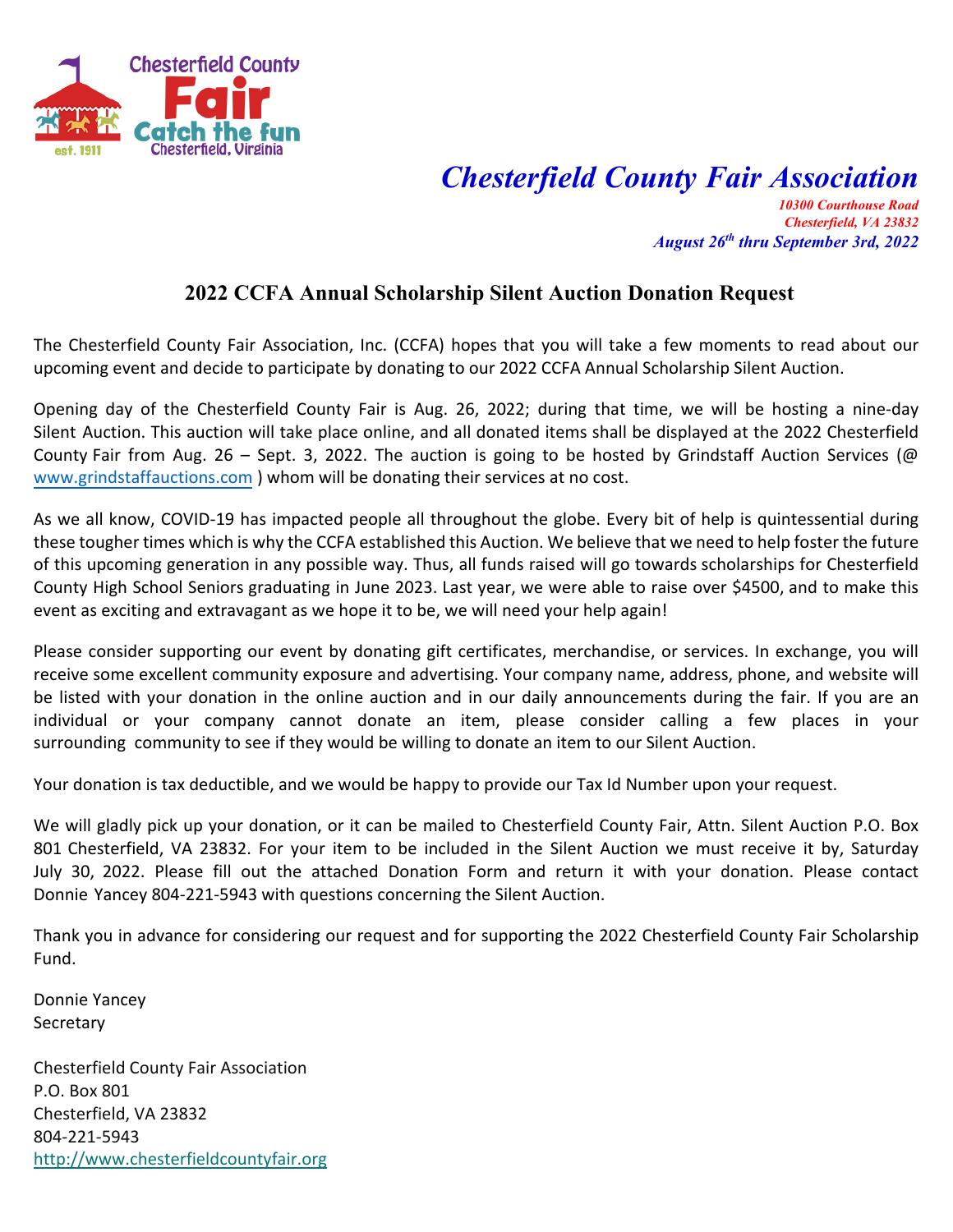Chesterfield County Fair
Catch the fun
est. 1911 Chesterfield, Virginia

# *Chesterfield County Fair Association*

***10300 Courthouse Road***
***Chesterfield, VA 23832***
***August 26th thru September 3rd, 2022***

## 2022 CCFA Annual Scholarship Silent Auction Donation Request

The Chesterfield County Fair Association, Inc. (CCFA) hopes that you will take a few moments to read about our upcoming event and decide to participate by donating to our 2022 CCFA Annual Scholarship Silent Auction.

Opening day of the Chesterfield County Fair is Aug. 26, 2022; during that time, we will be hosting a nine-day Silent Auction. This auction will take place online, and all donated items shall be displayed at the 2022 Chesterfield County Fair from Aug. 26 – Sept. 3, 2022. The auction is going to be hosted by Grindstaff Auction Services (@ www.grindstaffauctions.com ) whom will be donating their services at no cost.

As we all know, COVID-19 has impacted people all throughout the globe. Every bit of help is quintessential during these tougher times which is why the CCFA established this Auction. We believe that we need to help foster the future of this upcoming generation in any possible way. Thus, all funds raised will go towards scholarships for Chesterfield County High School Seniors graduating in June 2023. Last year, we were able to raise over $4500, and to make this event as exciting and extravagant as we hope it to be, we will need your help again!

Please consider supporting our event by donating gift certificates, merchandise, or services. In exchange, you will receive some excellent community exposure and advertising. Your company name, address, phone, and website will be listed with your donation in the online auction and in our daily announcements during the fair. If you are an individual or your company cannot donate an item, please consider calling a few places in your surrounding community to see if they would be willing to donate an item to our Silent Auction.

Your donation is tax deductible, and we would be happy to provide our Tax Id Number upon your request.

We will gladly pick up your donation, or it can be mailed to Chesterfield County Fair, Attn. Silent Auction P.O. Box 801 Chesterfield, VA 23832. For your item to be included in the Silent Auction we must receive it by, Saturday July 30, 2022. Please fill out the attached Donation Form and return it with your donation. Please contact Donnie Yancey 804-221-5943 with questions concerning the Silent Auction.

Thank you in advance for considering our request and for supporting the 2022 Chesterfield County Fair Scholarship Fund.

Donnie Yancey
Secretary

Chesterfield County Fair Association
P.O. Box 801
Chesterfield, VA 23832
804-221-5943
http://www.chesterfieldcountyfair.org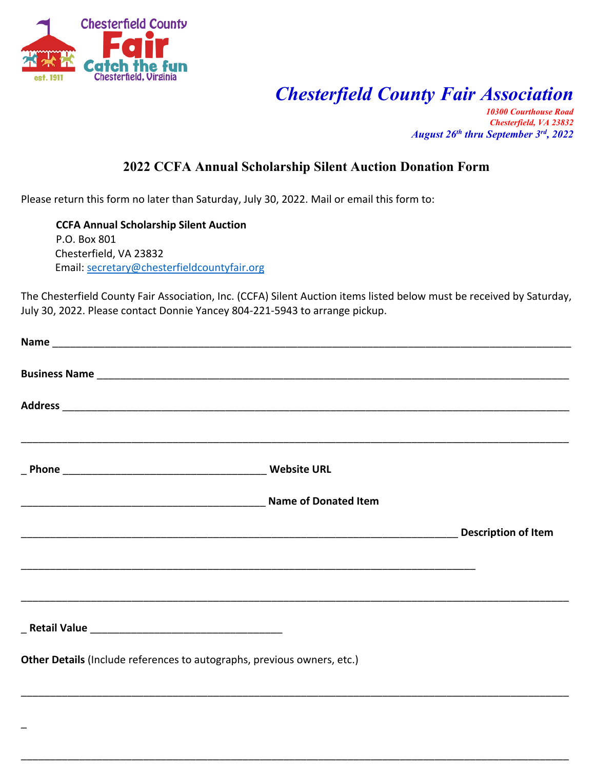Chesterfield County Fair
Catch the fun
est. 1911
Chesterfield, Virginia

# *Chesterfield County Fair Association*

*10300 Courthouse Road*
*Chesterfield, VA 23832*
*August 26th thru September 3rd, 2022*

## 2022 CCFA Annual Scholarship Silent Auction Donation Form

Please return this form no later than Saturday, July 30, 2022. Mail or email this form to:

> **CCFA Annual Scholarship Silent Auction**
> P.O. Box 801
> Chesterfield, VA 23832
> Email: secretary@chesterfieldcountyfair.org

The Chesterfield County Fair Association, Inc. (CCFA) Silent Auction items listed below must be received by Saturday, July 30, 2022. Please contact Donnie Yancey 804-221-5943 to arrange pickup.

**Name** ________________________________________________________________________________

**Business Name** ________________________________________________________________________

**Address** _____________________________________________________________________________

_______________________________________________________________________________________

_ **Phone** ___________________________________ **Website URL**

___________________________________________ **Name of Donated Item**

_____________________________________________________________________________ **Description of Item**

_____________________________________________________________________________

_______________________________________________________________________________________

_ **Retail Value** __________________________________

**Other Details** (Include references to autographs, previous owners, etc.)

_______________________________________________________________________________________

_

_______________________________________________________________________________________